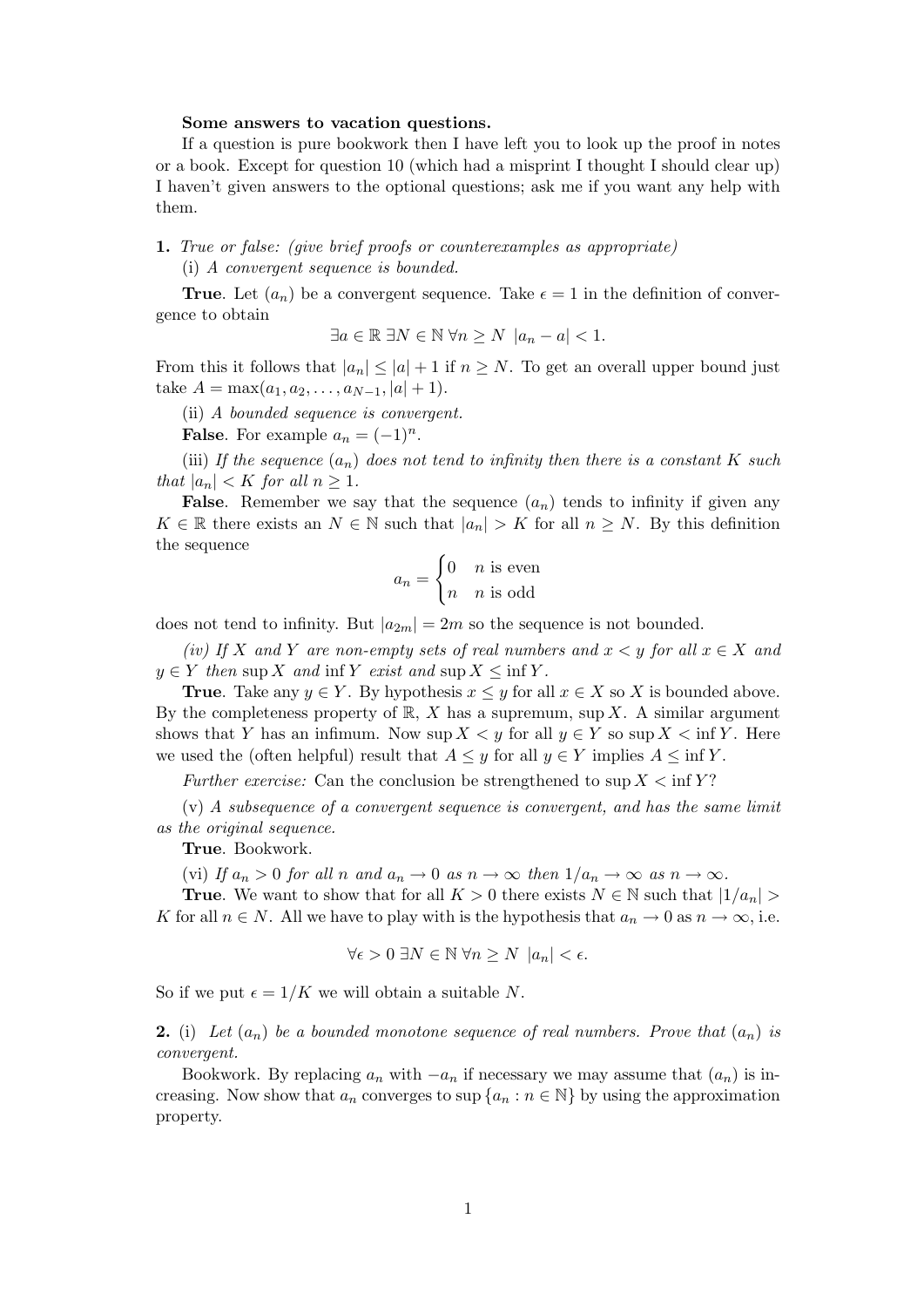**Some answers to vacation questions.**

If a question is pure bookwork then I have left you to look up the proof in notes or a book. Except for question 10 (which had a misprint I thought I should clear up) I haven't given answers to the optional questions; ask me if you want any help with them.

**1.** *True or false: (give brief proofs or counterexamples as appropriate)*

(i) *A convergent sequence is bounded.*

**True**. Let $(a_n)$ be a convergent sequence. Take $\epsilon = 1$ in the definition of convergence to obtain

$$\exists a \in \mathbb{R}\ \exists N \in \mathbb{N}\ \forall n \geq N\ \ |a_n - a| < 1.$$

From this it follows that $|a_n| \leq |a| + 1$ if $n \geq N$. To get an overall upper bound just take $A = \max(a_1, a_2, \ldots, a_{N-1}, |a| + 1)$.

(ii) *A bounded sequence is convergent.*

**False**. For example $a_n = (-1)^n$.

(iii) *If the sequence $(a_n)$ does not tend to infinity then there is a constant $K$ such that $|a_n| < K$ for all $n \geq 1$.*

**False**. Remember we say that the sequence $(a_n)$ tends to infinity if given any $K \in \mathbb{R}$ there exists an $N \in \mathbb{N}$ such that $|a_n| > K$ for all $n \geq N$. By this definition the sequence

$$a_n = \begin{cases} 0 & n \text{ is even} \\ n & n \text{ is odd} \end{cases}$$

does not tend to infinity. But $|a_{2m}| = 2m$ so the sequence is not bounded.

*(iv) If $X$ and $Y$ are non-empty sets of real numbers and $x < y$ for all $x \in X$ and $y \in Y$ then $\sup X$ and $\inf Y$ exist and $\sup X \leq \inf Y$.*

**True**. Take any $y \in Y$. By hypothesis $x \leq y$ for all $x \in X$ so $X$ is bounded above. By the completeness property of $\mathbb{R}$, $X$ has a supremum, $\sup X$. A similar argument shows that $Y$ has an infimum. Now $\sup X < y$ for all $y \in Y$ so $\sup X < \inf Y$. Here we used the (often helpful) result that $A \leq y$ for all $y \in Y$ implies $A \leq \inf Y$.

*Further exercise:* Can the conclusion be strengthened to $\sup X < \inf Y$?

(v) *A subsequence of a convergent sequence is convergent, and has the same limit as the original sequence.*

**True**. Bookwork.

(vi) *If $a_n > 0$ for all $n$ and $a_n \to 0$ as $n \to \infty$ then $1/a_n \to \infty$ as $n \to \infty$.*

**True**. We want to show that for all $K > 0$ there exists $N \in \mathbb{N}$ such that $|1/a_n| > K$ for all $n \in N$. All we have to play with is the hypothesis that $a_n \to 0$ as $n \to \infty$, i.e.

$$\forall \epsilon > 0\ \exists N \in \mathbb{N}\ \forall n \geq N\ \ |a_n| < \epsilon.$$

So if we put $\epsilon = 1/K$ we will obtain a suitable $N$.

**2.** (i) *Let $(a_n)$ be a bounded monotone sequence of real numbers. Prove that $(a_n)$ is convergent.*

Bookwork. By replacing $a_n$ with $-a_n$ if necessary we may assume that $(a_n)$ is increasing. Now show that $a_n$ converges to $\sup \{a_n : n \in \mathbb{N}\}$ by using the approximation property.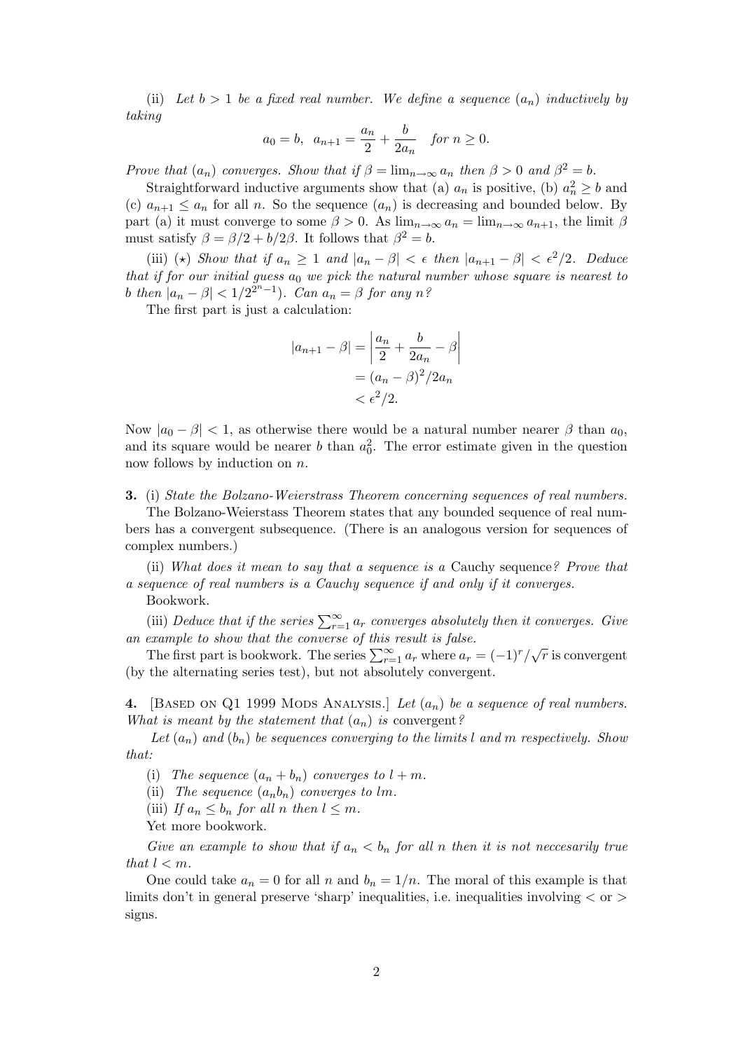(ii) *Let $b > 1$ be a fixed real number. We define a sequence $(a_n)$ inductively by taking*

$$a_0 = b, \;\; a_{n+1} = \frac{a_n}{2} + \frac{b}{2a_n} \quad \text{for } n \geq 0.$$

*Prove that $(a_n)$ converges. Show that if $\beta = \lim_{n\to\infty} a_n$ then $\beta > 0$ and $\beta^2 = b$.*

Straightforward inductive arguments show that (a) $a_n$ is positive, (b) $a_n^2 \geq b$ and (c) $a_{n+1} \leq a_n$ for all $n$. So the sequence $(a_n)$ is decreasing and bounded below. By part (a) it must converge to some $\beta > 0$. As $\lim_{n\to\infty} a_n = \lim_{n\to\infty} a_{n+1}$, the limit $\beta$ must satisfy $\beta = \beta/2 + b/2\beta$. It follows that $\beta^2 = b$.

(iii) ($\star$) *Show that if $a_n \geq 1$ and $|a_n - \beta| < \epsilon$ then $|a_{n+1} - \beta| < \epsilon^2/2$. Deduce that if for our initial guess $a_0$ we pick the natural number whose square is nearest to $b$ then $|a_n - \beta| < 1/2^{2^n - 1})$. Can $a_n = \beta$ for any $n$?*

The first part is just a calculation:

$$\begin{aligned}
|a_{n+1} - \beta| &= \left| \frac{a_n}{2} + \frac{b}{2a_n} - \beta \right| \\
&= (a_n - \beta)^2 / 2a_n \\
&< \epsilon^2/2.
\end{aligned}$$

Now $|a_0 - \beta| < 1$, as otherwise there would be a natural number nearer $\beta$ than $a_0$, and its square would be nearer $b$ than $a_0^2$. The error estimate given in the question now follows by induction on $n$.

**3.** (i) *State the Bolzano-Weierstrass Theorem concerning sequences of real numbers.*

The Bolzano-Weierstass Theorem states that any bounded sequence of real numbers has a convergent subsequence. (There is an analogous version for sequences of complex numbers.)

(ii) *What does it mean to say that a sequence is a* Cauchy sequence*? Prove that a sequence of real numbers is a Cauchy sequence if and only if it converges.*

Bookwork.

(iii) *Deduce that if the series $\sum_{r=1}^{\infty} a_r$ converges absolutely then it converges. Give an example to show that the converse of this result is false.*

The first part is bookwork. The series $\sum_{r=1}^{\infty} a_r$ where $a_r = (-1)^r/\sqrt{r}$ is convergent (by the alternating series test), but not absolutely convergent.

**4.** [Based on Q1 1999 Mods Analysis.] *Let $(a_n)$ be a sequence of real numbers. What is meant by the statement that $(a_n)$ is* convergent*?*

*Let $(a_n)$ and $(b_n)$ be sequences converging to the limits $l$ and $m$ respectively. Show that:*

(i) *The sequence $(a_n + b_n)$ converges to $l + m$.*

(ii) *The sequence $(a_n b_n)$ converges to $lm$.*

(iii) *If $a_n \leq b_n$ for all $n$ then $l \leq m$.*

Yet more bookwork.

*Give an example to show that if $a_n < b_n$ for all $n$ then it is not neccesarily true that $l < m$.*

One could take $a_n = 0$ for all $n$ and $b_n = 1/n$. The moral of this example is that limits don't in general preserve 'sharp' inequalities, i.e. inequalities involving $<$ or $>$ signs.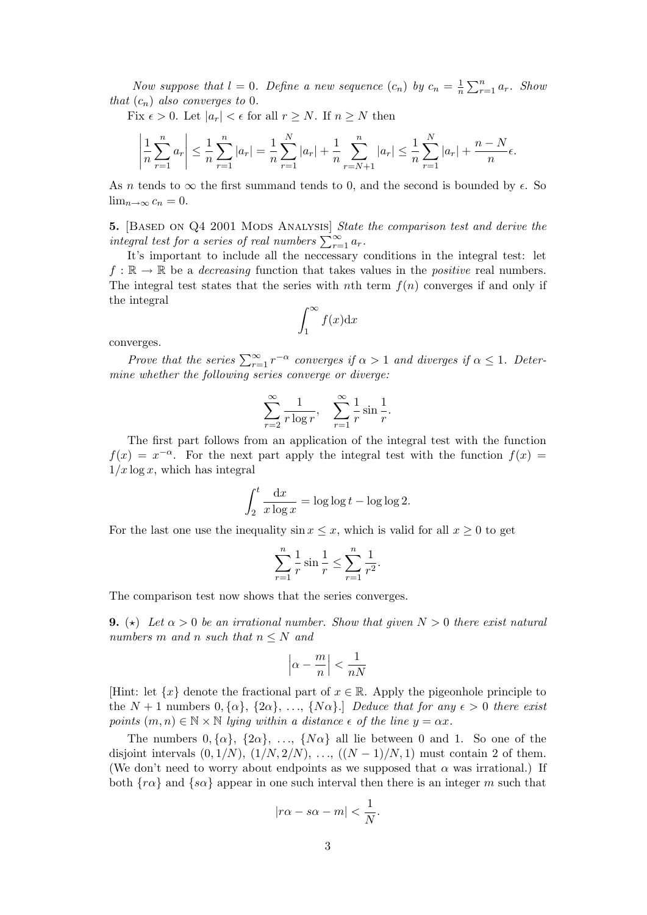*Now suppose that $l = 0$. Define a new sequence $(c_n)$ by $c_n = \frac{1}{n}\sum_{r=1}^{n} a_r$. Show that $(c_n)$ also converges to 0.*

Fix $\epsilon > 0$. Let $|a_r| < \epsilon$ for all $r \geq N$. If $n \geq N$ then

$$\left|\frac{1}{n}\sum_{r=1}^{n} a_r\right| \leq \frac{1}{n}\sum_{r=1}^{n}|a_r| = \frac{1}{n}\sum_{r=1}^{N}|a_r| + \frac{1}{n}\sum_{r=N+1}^{n}|a_r| \leq \frac{1}{n}\sum_{r=1}^{N}|a_r| + \frac{n-N}{n}\epsilon.$$

As $n$ tends to $\infty$ the first summand tends to 0, and the second is bounded by $\epsilon$. So $\lim_{n\to\infty} c_n = 0$.

**5.** [Based on Q4 2001 Mods Analysis] *State the comparison test and derive the integral test for a series of real numbers $\sum_{r=1}^{\infty} a_r$.*

It's important to include all the neccessary conditions in the integral test: let $f : \mathbb{R} \to \mathbb{R}$ be a *decreasing* function that takes values in the *positive* real numbers. The integral test states that the series with $n$th term $f(n)$ converges if and only if the integral

$$\int_1^{\infty} f(x)\mathrm{d}x$$

converges.

*Prove that the series $\sum_{r=1}^{\infty} r^{-\alpha}$ converges if $\alpha > 1$ and diverges if $\alpha \leq 1$. Determine whether the following series converge or diverge:*

$$\sum_{r=2}^{\infty} \frac{1}{r\log r}, \quad \sum_{r=1}^{\infty} \frac{1}{r}\sin\frac{1}{r}.$$

The first part follows from an application of the integral test with the function $f(x) = x^{-\alpha}$. For the next part apply the integral test with the function $f(x) = 1/x\log x$, which has integral

$$\int_2^t \frac{\mathrm{d}x}{x\log x} = \log\log t - \log\log 2.$$

For the last one use the inequality $\sin x \leq x$, which is valid for all $x \geq 0$ to get

$$\sum_{r=1}^{n} \frac{1}{r}\sin\frac{1}{r} \leq \sum_{r=1}^{n}\frac{1}{r^2}.$$

The comparison test now shows that the series converges.

**9.** ($\star$) *Let $\alpha > 0$ be an irrational number. Show that given $N > 0$ there exist natural numbers $m$ and $n$ such that $n \leq N$ and*

$$\left|\alpha - \frac{m}{n}\right| < \frac{1}{nN}$$

[Hint: let $\{x\}$ denote the fractional part of $x \in \mathbb{R}$. Apply the pigeonhole principle to the $N+1$ numbers $0, \{\alpha\}, \{2\alpha\}, \ldots, \{N\alpha\}$.] *Deduce that for any $\epsilon > 0$ there exist points $(m, n) \in \mathbb{N}\times\mathbb{N}$ lying within a distance $\epsilon$ of the line $y = \alpha x$.*

The numbers $0, \{\alpha\}, \{2\alpha\}, \ldots, \{N\alpha\}$ all lie between 0 and 1. So one of the disjoint intervals $(0, 1/N)$, $(1/N, 2/N)$, $\ldots$, $((N-1)/N, 1)$ must contain 2 of them. (We don't need to worry about endpoints as we supposed that $\alpha$ was irrational.) If both $\{r\alpha\}$ and $\{s\alpha\}$ appear in one such interval then there is an integer $m$ such that

$$|r\alpha - s\alpha - m| < \frac{1}{N}.$$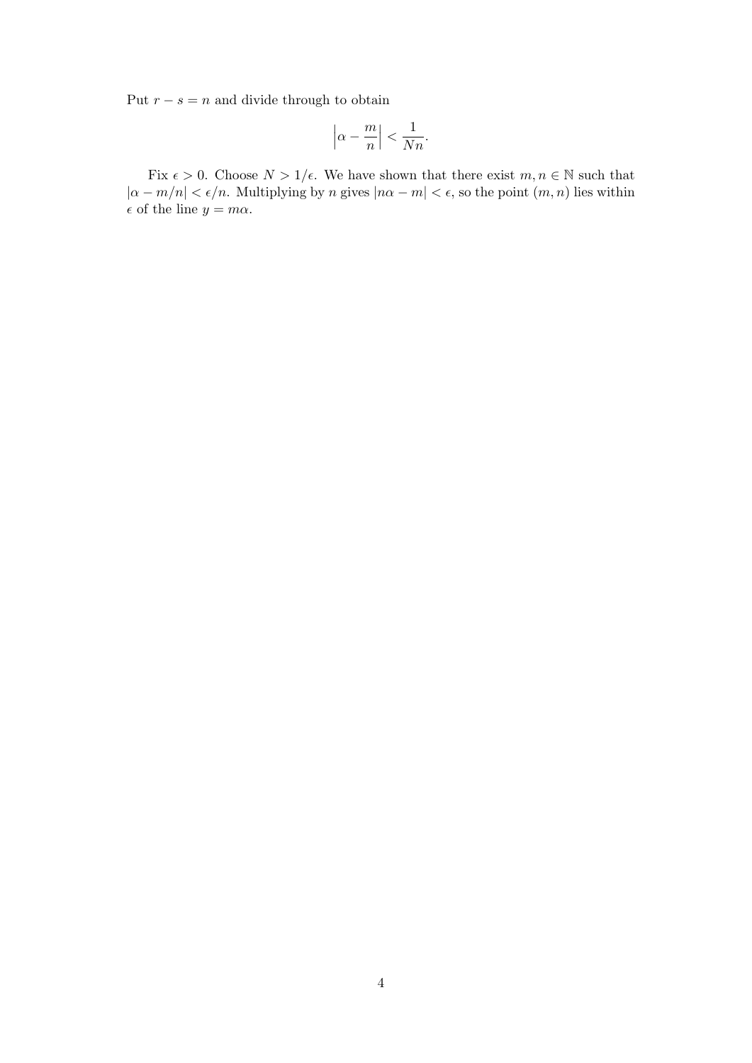Put $r - s = n$ and divide through to obtain

$$\left|\alpha - \frac{m}{n}\right| < \frac{1}{Nn}.$$

Fix $\epsilon > 0$. Choose $N > 1/\epsilon$. We have shown that there exist $m, n \in \mathbb{N}$ such that $|\alpha - m/n| < \epsilon/n$. Multiplying by $n$ gives $|n\alpha - m| < \epsilon$, so the point $(m, n)$ lies within $\epsilon$ of the line $y = m\alpha$.